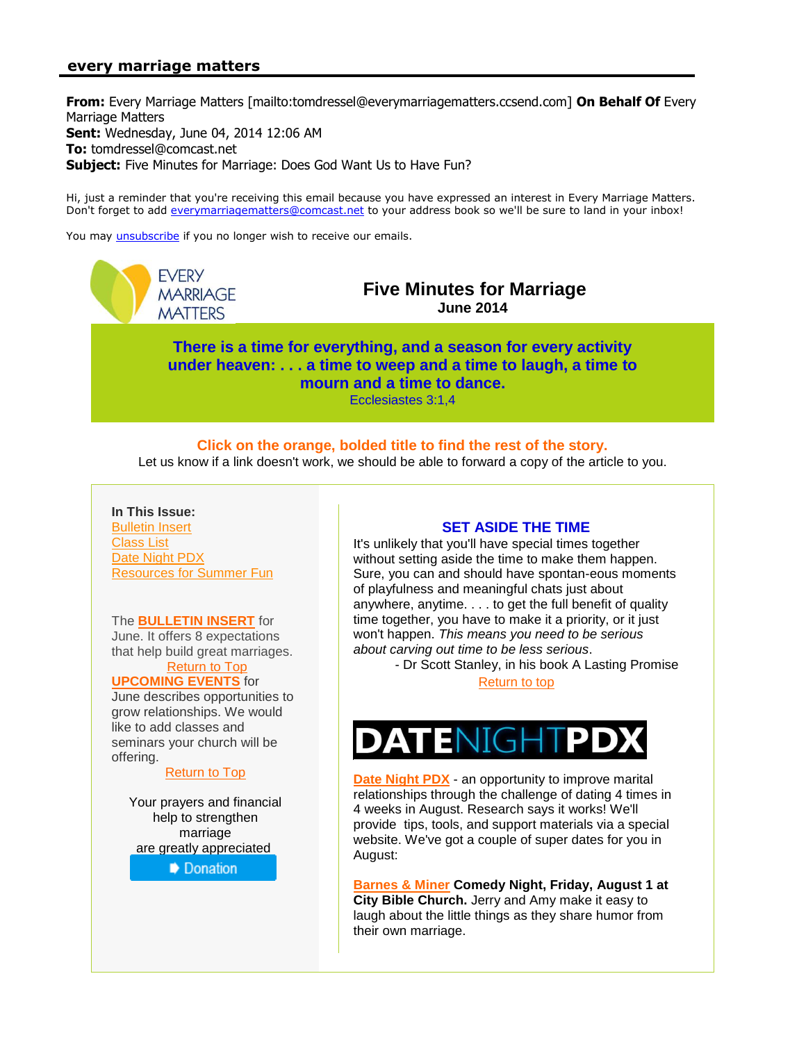**every marriage matters**

**From:** Every Marriage Matters [mailto:tomdressel@everymarriagematters.ccsend.com] **On Behalf Of** Every Marriage Matters
**Sent:** Wednesday, June 04, 2014 12:06 AM
**To:** tomdressel@comcast.net
**Subject:** Five Minutes for Marriage: Does God Want Us to Have Fun?

Hi, just a reminder that you're receiving this email because you have expressed an interest in Every Marriage Matters. Don't forget to add everymarriagematters@comcast.net to your address book so we'll be sure to land in your inbox!

You may unsubscribe if you no longer wish to receive our emails.

EVERY MARRIAGE MATTERS

# Five Minutes for Marriage

**June 2014**

**There is a time for everything, and a season for every activity under heaven: . . . a time to weep and a time to laugh, a time to mourn and a time to dance.**
Ecclesiastes 3:1,4

**Click on the orange, bolded title to find the rest of the story.**
Let us know if a link doesn't work, we should be able to forward a copy of the article to you.

**In This Issue:**
- Bulletin Insert
- Class List
- Date Night PDX
- Resources for Summer Fun

The **BULLETIN INSERT** for June. It offers 8 expectations that help build great marriages.
Return to Top

**UPCOMING EVENTS** for June describes opportunities to grow relationships. We would like to add classes and seminars your church will be offering.
Return to Top

Your prayers and financial help to strengthen marriage are greatly appreciated

Donation

## SET ASIDE THE TIME

It's unlikely that you'll have special times together without setting aside the time to make them happen. Sure, you can and should have spontan-eous moments of playfulness and meaningful chats just about anywhere, anytime. . . . to get the full benefit of quality time together, you have to make it a priority, or it just won't happen. *This means you need to be serious about carving out time to be less serious*.

- Dr Scott Stanley, in his book A Lasting Promise

Return to top

DATENIGHTPDX

**Date Night PDX** - an opportunity to improve marital relationships through the challenge of dating 4 times in 4 weeks in August. Research says it works! We'll provide tips, tools, and support materials via a special website. We've got a couple of super dates for you in August:

**Barnes & Miner Comedy Night, Friday, August 1 at City Bible Church.** Jerry and Amy make it easy to laugh about the little things as they share humor from their own marriage.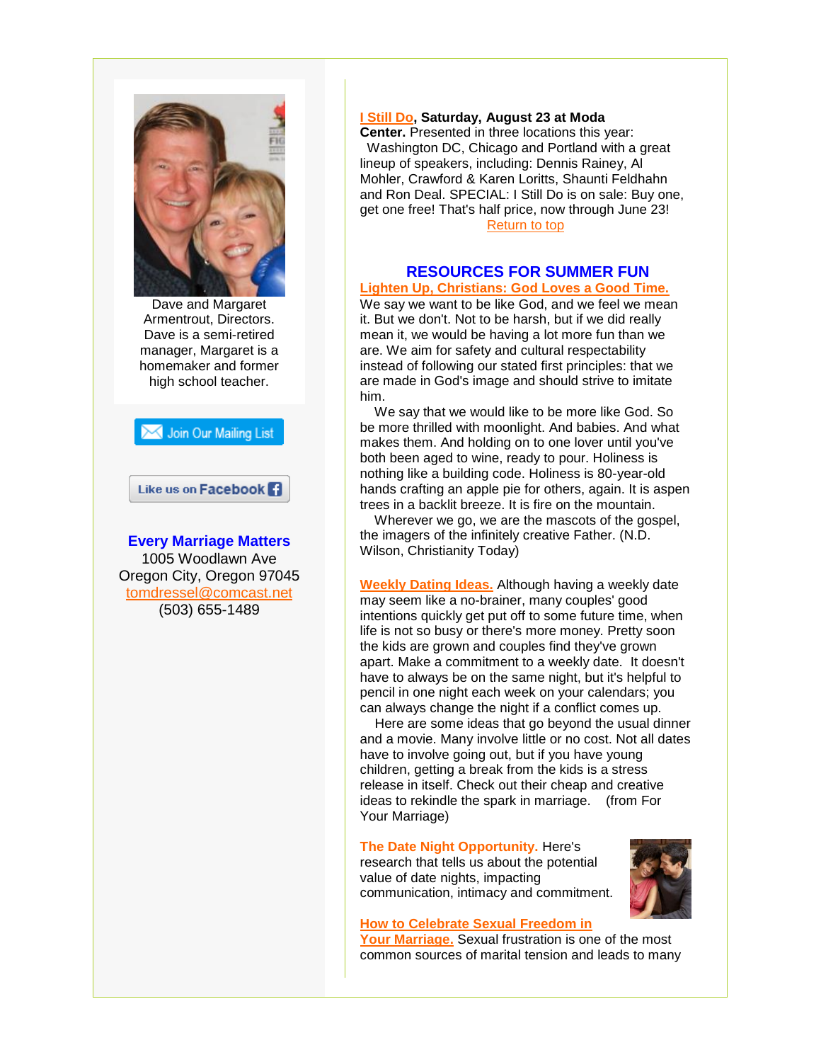Dave and Margaret Armentrout, Directors. Dave is a semi-retired manager, Margaret is a homemaker and former high school teacher.

Join Our Mailing List

Like us on Facebook

**Every Marriage Matters**
1005 Woodlawn Ave
Oregon City, Oregon 97045
tomdressel@comcast.net
(503) 655-1489

**I Still Do, Saturday, August 23 at Moda Center.** Presented in three locations this year: Washington DC, Chicago and Portland with a great lineup of speakers, including: Dennis Rainey, Al Mohler, Crawford & Karen Loritts, Shaunti Feldhahn and Ron Deal. SPECIAL: I Still Do is on sale: Buy one, get one free! That's half price, now through June 23!

Return to top

## RESOURCES FOR SUMMER FUN

**Lighten Up, Christians: God Loves a Good Time.** We say we want to be like God, and we feel we mean it. But we don't. Not to be harsh, but if we did really mean it, we would be having a lot more fun than we are. We aim for safety and cultural respectability instead of following our stated first principles: that we are made in God's image and should strive to imitate him.

We say that we would like to be more like God. So be more thrilled with moonlight. And babies. And what makes them. And holding on to one lover until you've both been aged to wine, ready to pour. Holiness is nothing like a building code. Holiness is 80-year-old hands crafting an apple pie for others, again. It is aspen trees in a backlit breeze. It is fire on the mountain.

Wherever we go, we are the mascots of the gospel, the imagers of the infinitely creative Father. (N.D. Wilson, Christianity Today)

**Weekly Dating Ideas.** Although having a weekly date may seem like a no-brainer, many couples' good intentions quickly get put off to some future time, when life is not so busy or there's more money. Pretty soon the kids are grown and couples find they've grown apart. Make a commitment to a weekly date. It doesn't have to always be on the same night, but it's helpful to pencil in one night each week on your calendars; you can always change the night if a conflict comes up.

Here are some ideas that go beyond the usual dinner and a movie. Many involve little or no cost. Not all dates have to involve going out, but if you have young children, getting a break from the kids is a stress release in itself. Check out their cheap and creative ideas to rekindle the spark in marriage. (from For Your Marriage)

**The Date Night Opportunity.** Here's research that tells us about the potential value of date nights, impacting communication, intimacy and commitment.

**How to Celebrate Sexual Freedom in Your Marriage.** Sexual frustration is one of the most common sources of marital tension and leads to many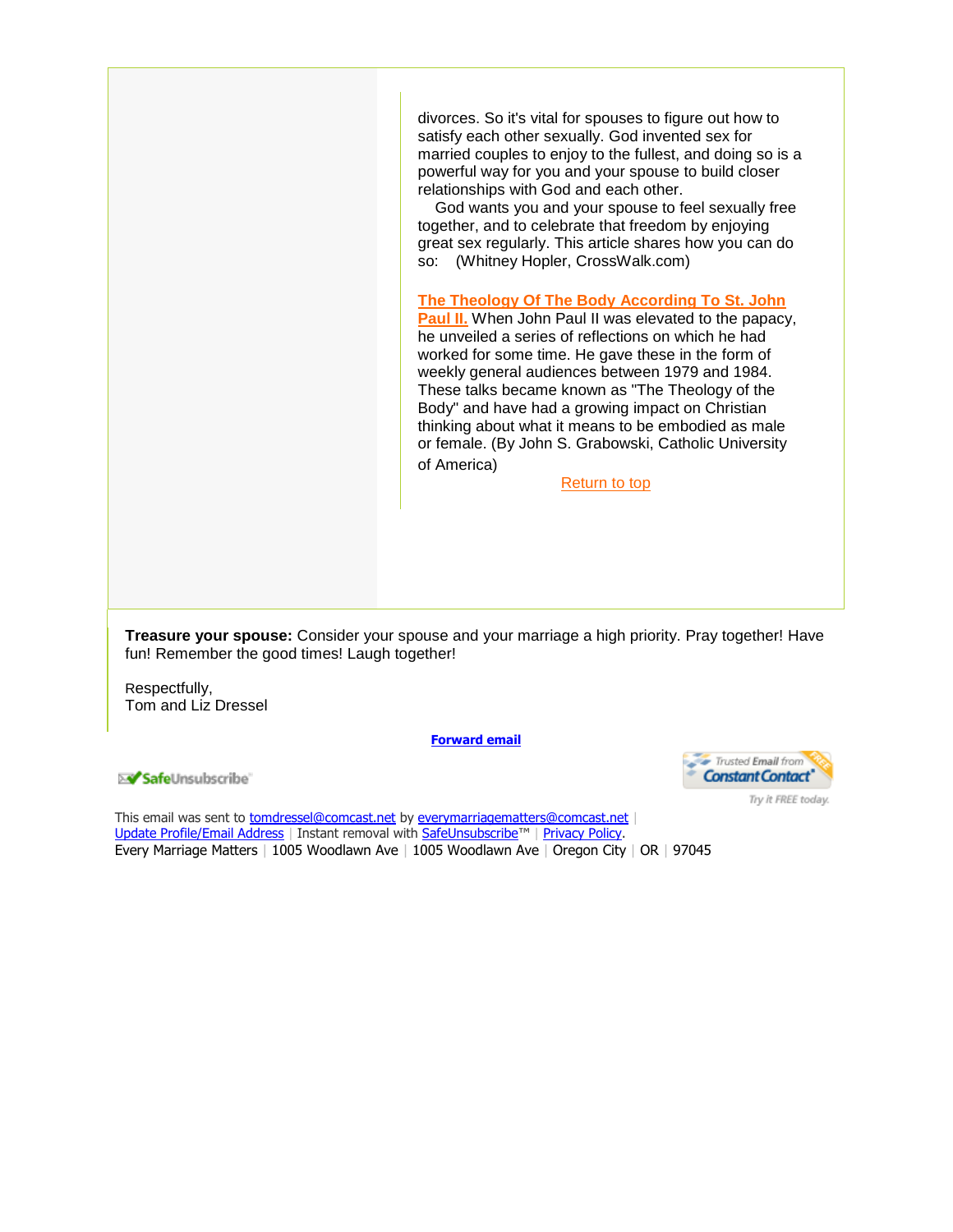divorces. So it's vital for spouses to figure out how to satisfy each other sexually. God invented sex for married couples to enjoy to the fullest, and doing so is a powerful way for you and your spouse to build closer relationships with God and each other.

God wants you and your spouse to feel sexually free together, and to celebrate that freedom by enjoying great sex regularly. This article shares how you can do so: (Whitney Hopler, CrossWalk.com)

**The Theology Of The Body According To St. John Paul II.** When John Paul II was elevated to the papacy, he unveiled a series of reflections on which he had worked for some time. He gave these in the form of weekly general audiences between 1979 and 1984. These talks became known as "The Theology of the Body" and have had a growing impact on Christian thinking about what it means to be embodied as male or female. (By John S. Grabowski, Catholic University of America)

Return to top

**Treasure your spouse:** Consider your spouse and your marriage a high priority. Pray together! Have fun! Remember the good times! Laugh together!

Respectfully,
Tom and Liz Dressel

**Forward email**

SafeUnsubscribe

Trusted Email from Constant Contact — Try it FREE today.

This email was sent to tomdressel@comcast.net by everymarriagematters@comcast.net | Update Profile/Email Address | Instant removal with SafeUnsubscribe™ | Privacy Policy.
Every Marriage Matters | 1005 Woodlawn Ave | 1005 Woodlawn Ave | Oregon City | OR | 97045